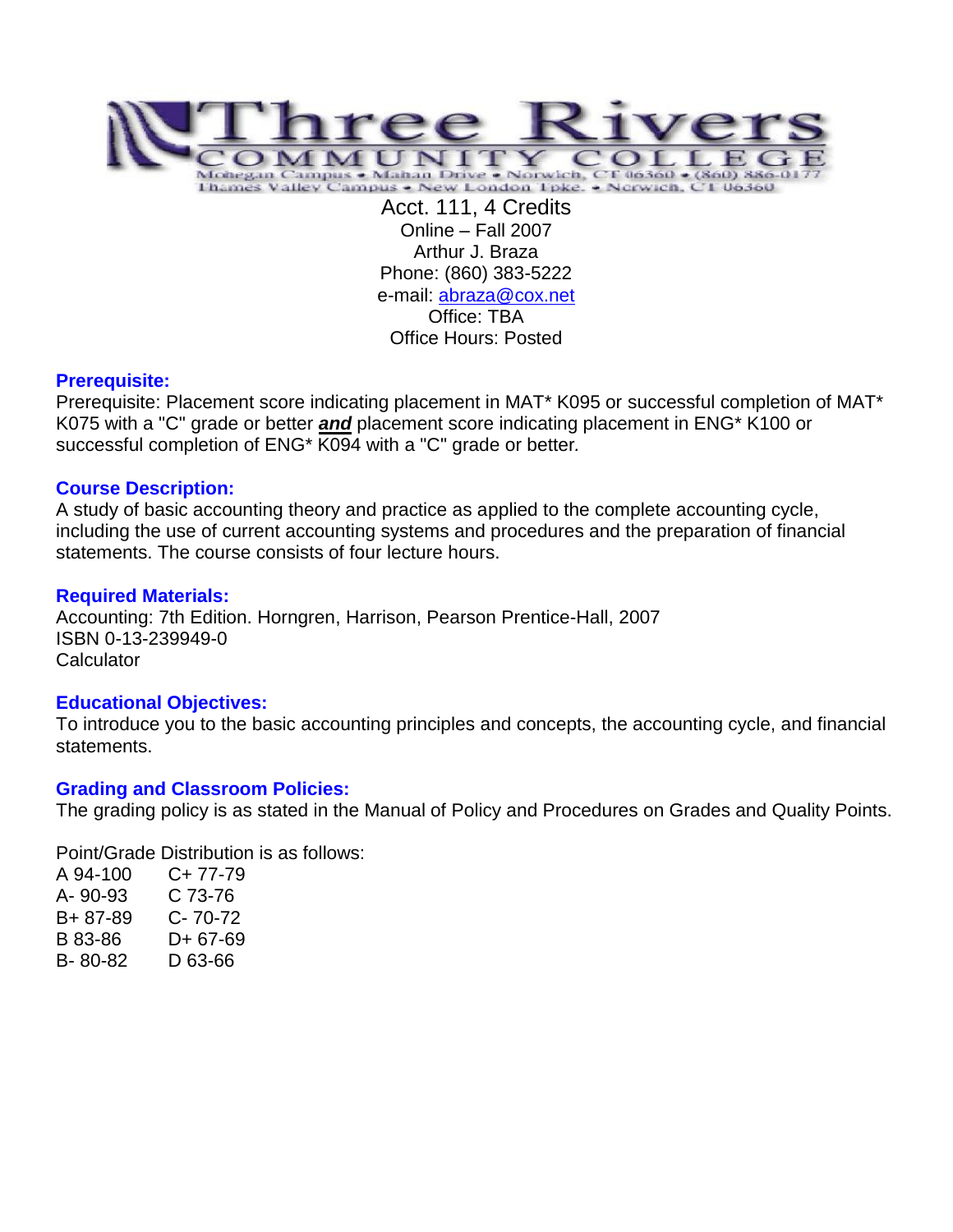# Three Rivers Community College

Mohegan Campus • Mahan Drive • Norwich, CT 06360 • (860) 886-0177
Thames Valley Campus • New London Tpke. • Norwich, CT 06360

Acct. 111, 4 Credits
Online – Fall 2007
Arthur J. Braza
Phone: (860) 383-5222
e-mail: abraza@cox.net
Office: TBA
Office Hours: Posted

## Prerequisite:

Prerequisite: Placement score indicating placement in MAT* K095 or successful completion of MAT* K075 with a "C" grade or better ***and*** placement score indicating placement in ENG* K100 or successful completion of ENG* K094 with a "C" grade or better.

## Course Description:

A study of basic accounting theory and practice as applied to the complete accounting cycle, including the use of current accounting systems and procedures and the preparation of financial statements. The course consists of four lecture hours.

## Required Materials:

Accounting: 7th Edition. Horngren, Harrison, Pearson Prentice-Hall, 2007
ISBN 0-13-239949-0
Calculator

## Educational Objectives:

To introduce you to the basic accounting principles and concepts, the accounting cycle, and financial statements.

## Grading and Classroom Policies:

The grading policy is as stated in the Manual of Policy and Procedures on Grades and Quality Points.

Point/Grade Distribution is as follows:

| | |
|---|---|
| A 94-100 | C+ 77-79 |
| A- 90-93 | C 73-76 |
| B+ 87-89 | C- 70-72 |
| B 83-86 | D+ 67-69 |
| B- 80-82 | D 63-66 |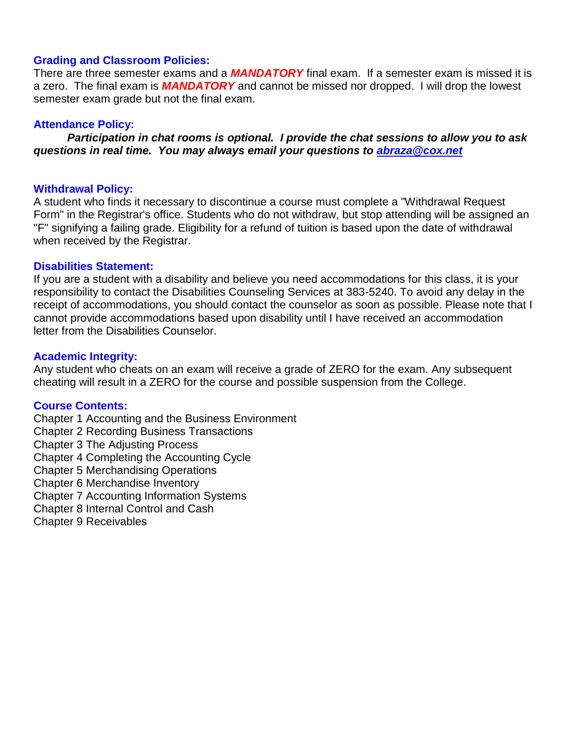### Grading and Classroom Policies:

There are three semester exams and a ***MANDATORY*** final exam. If a semester exam is missed it is a zero. The final exam is ***MANDATORY*** and cannot be missed nor dropped. I will drop the lowest semester exam grade but not the final exam.

### Attendance Policy:

***Participation in chat rooms is optional. I provide the chat sessions to allow you to ask questions in real time. You may always email your questions to [abraza@cox.net](mailto:abraza@cox.net)***

### Withdrawal Policy:

A student who finds it necessary to discontinue a course must complete a "Withdrawal Request Form" in the Registrar's office. Students who do not withdraw, but stop attending will be assigned an "F" signifying a failing grade. Eligibility for a refund of tuition is based upon the date of withdrawal when received by the Registrar.

### Disabilities Statement:

If you are a student with a disability and believe you need accommodations for this class, it is your responsibility to contact the Disabilities Counseling Services at 383-5240. To avoid any delay in the receipt of accommodations, you should contact the counselor as soon as possible. Please note that I cannot provide accommodations based upon disability until I have received an accommodation letter from the Disabilities Counselor.

### Academic Integrity:

Any student who cheats on an exam will receive a grade of ZERO for the exam. Any subsequent cheating will result in a ZERO for the course and possible suspension from the College.

### Course Contents:

Chapter 1 Accounting and the Business Environment  
Chapter 2 Recording Business Transactions  
Chapter 3 The Adjusting Process  
Chapter 4 Completing the Accounting Cycle  
Chapter 5 Merchandising Operations  
Chapter 6 Merchandise Inventory  
Chapter 7 Accounting Information Systems  
Chapter 8 Internal Control and Cash  
Chapter 9 Receivables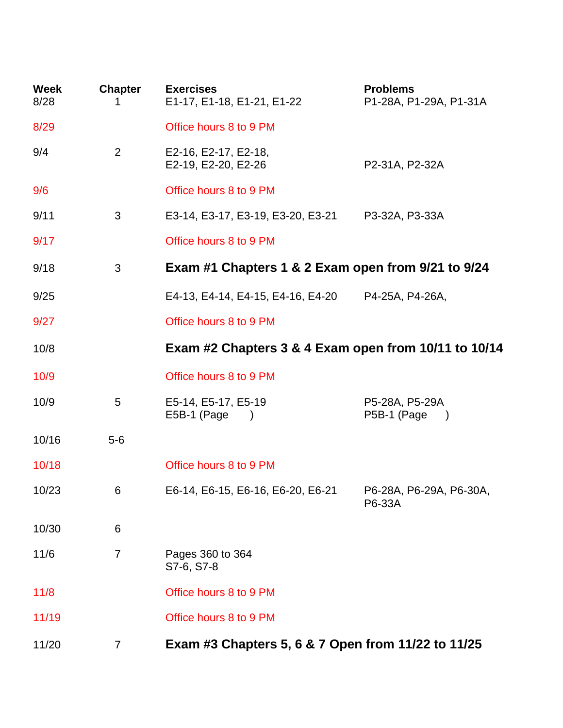| Week | Chapter | Exercises | Problems |
|---|---|---|---|
| 8/28 | 1 | E1-17, E1-18, E1-21, E1-22 | P1-28A, P1-29A, P1-31A |
| 8/29 | | Office hours 8 to 9 PM | |
| 9/4 | 2 | E2-16, E2-17, E2-18, E2-19, E2-20, E2-26 | P2-31A, P2-32A |
| 9/6 | | Office hours 8 to 9 PM | |
| 9/11 | 3 | E3-14, E3-17, E3-19, E3-20, E3-21 | P3-32A, P3-33A |
| 9/17 | | Office hours 8 to 9 PM | |
| 9/18 | 3 | **Exam #1 Chapters 1 & 2 Exam open from 9/21 to 9/24** | |
| 9/25 | | E4-13, E4-14, E4-15, E4-16, E4-20 | P4-25A, P4-26A, |
| 9/27 | | Office hours 8 to 9 PM | |
| 10/8 | | **Exam #2 Chapters 3 & 4 Exam open from 10/11 to 10/14** | |
| 10/9 | | Office hours 8 to 9 PM | |
| 10/9 | 5 | E5-14, E5-17, E5-19<br>E5B-1 (Page ) | P5-28A, P5-29A<br>P5B-1 (Page ) |
| 10/16 | 5-6 | | |
| 10/18 | | Office hours 8 to 9 PM | |
| 10/23 | 6 | E6-14, E6-15, E6-16, E6-20, E6-21 | P6-28A, P6-29A, P6-30A, P6-33A |
| 10/30 | 6 | | |
| 11/6 | 7 | Pages 360 to 364<br>S7-6, S7-8 | |
| 11/8 | | Office hours 8 to 9 PM | |
| 11/19 | | Office hours 8 to 9 PM | |
| 11/20 | 7 | **Exam #3 Chapters 5, 6 & 7 Open from 11/22 to 11/25** | |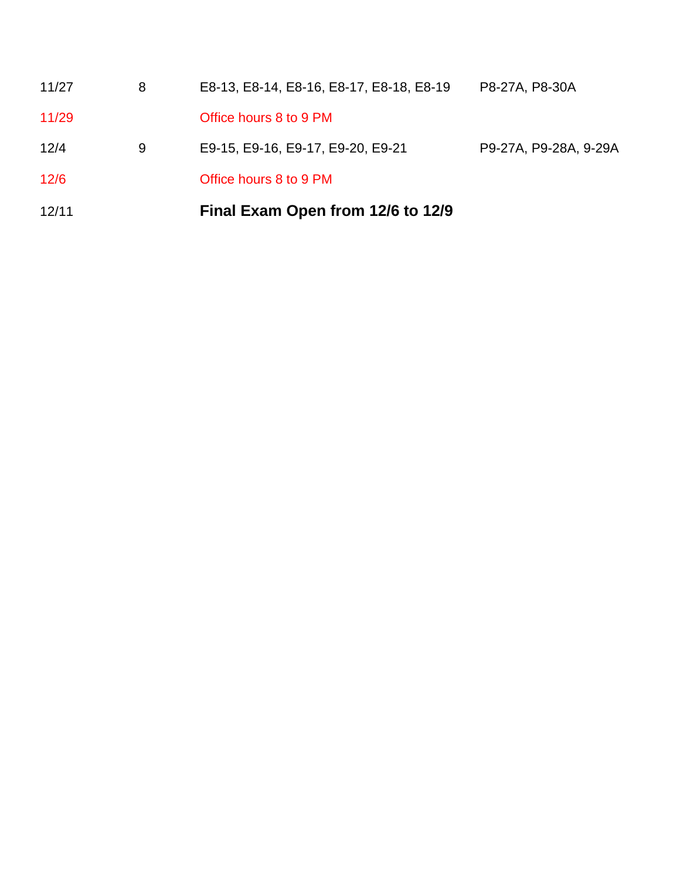| | | | |
|---|---|---|---|
| 11/27 | 8 | E8-13, E8-14, E8-16, E8-17, E8-18, E8-19 | P8-27A, P8-30A |
| 11/29 | | Office hours 8 to 9 PM | |
| 12/4 | 9 | E9-15, E9-16, E9-17, E9-20, E9-21 | P9-27A, P9-28A, 9-29A |
| 12/6 | | Office hours 8 to 9 PM | |
| 12/11 | | **Final Exam Open from 12/6 to 12/9** | |